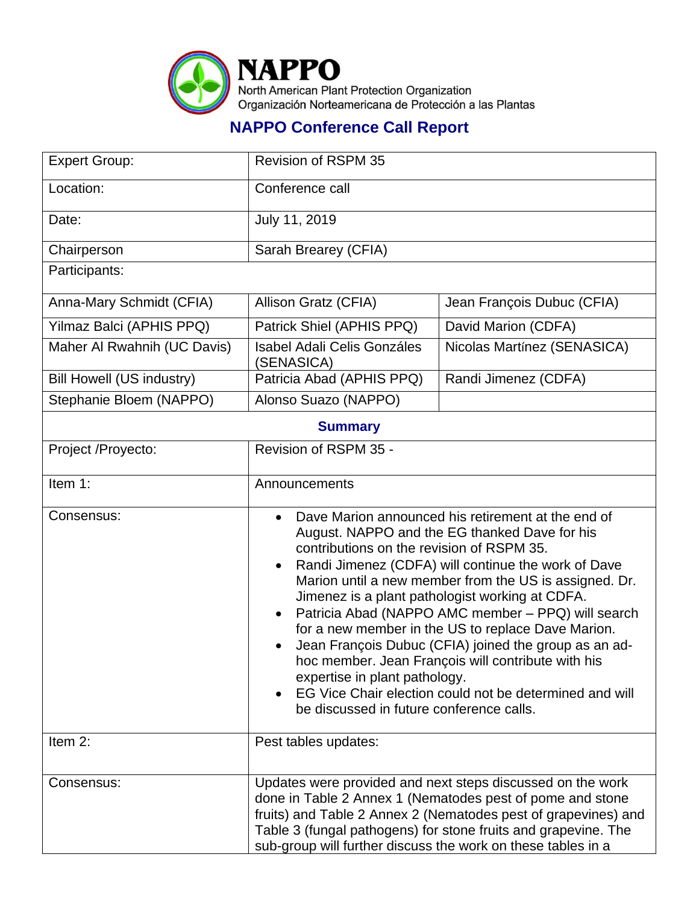# NAPPO

North American Plant Protection Organization
Organización Norteamericana de Protección a las Plantas

## NAPPO Conference Call Report

| Expert Group: | Revision of RSPM 35 | |
|---|---|---|
| Location: | Conference call | |
| Date: | July 11, 2019 | |
| Chairperson | Sarah Brearey (CFIA) | |
| Participants: | | |
| Anna-Mary Schmidt (CFIA) | Allison Gratz (CFIA) | Jean François Dubuc (CFIA) |
| Yilmaz Balci (APHIS PPQ) | Patrick Shiel (APHIS PPQ) | David Marion (CDFA) |
| Maher Al Rwahnih (UC Davis) | Isabel Adali Celis Gonzáles (SENASICA) | Nicolas Martínez (SENASICA) |
| Bill Howell (US industry) | Patricia Abad (APHIS PPQ) | Randi Jimenez (CDFA) |
| Stephanie Bloem (NAPPO) | Alonso Suazo (NAPPO) | |

**Summary**

| Project /Proyecto: | Revision of RSPM 35 - |
|---|---|
| Item 1: | Announcements |
| Consensus: | • Dave Marion announced his retirement at the end of August. NAPPO and the EG thanked Dave for his contributions on the revision of RSPM 35.<br>• Randi Jimenez (CDFA) will continue the work of Dave Marion until a new member from the US is assigned. Dr. Jimenez is a plant pathologist working at CDFA.<br>• Patricia Abad (NAPPO AMC member – PPQ) will search for a new member in the US to replace Dave Marion.<br>• Jean François Dubuc (CFIA) joined the group as an ad-hoc member. Jean François will contribute with his expertise in plant pathology.<br>• EG Vice Chair election could not be determined and will be discussed in future conference calls. |
| Item 2: | Pest tables updates: |
| Consensus: | Updates were provided and next steps discussed on the work done in Table 2 Annex 1 (Nematodes pest of pome and stone fruits) and Table 2 Annex 2 (Nematodes pest of grapevines) and Table 3 (fungal pathogens) for stone fruits and grapevine. The sub-group will further discuss the work on these tables in a |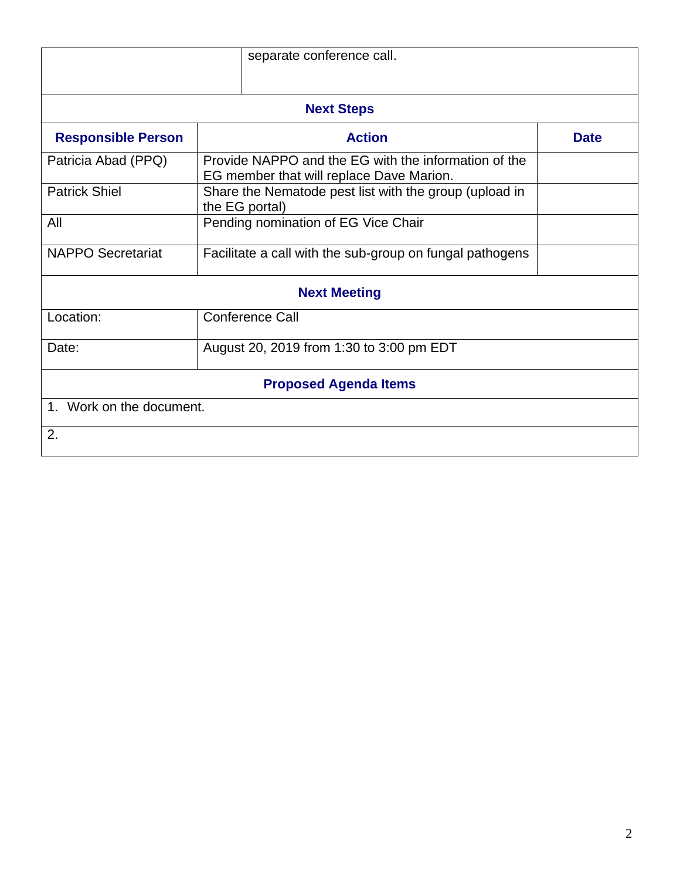| | |
|---|---|
| | separate conference call. |

**Next Steps**

| Responsible Person | Action | Date |
|---|---|---|
| Patricia Abad (PPQ) | Provide NAPPO and the EG with the information of the EG member that will replace Dave Marion. | |
| Patrick Shiel | Share the Nematode pest list with the group (upload in the EG portal) | |
| All | Pending nomination of EG Vice Chair | |
| NAPPO Secretariat | Facilitate a call with the sub-group on fungal pathogens | |

**Next Meeting**

| | |
|---|---|
| Location: | Conference Call |
| Date: | August 20, 2019 from 1:30 to 3:00 pm EDT |

**Proposed Agenda Items**

1. Work on the document.
2.